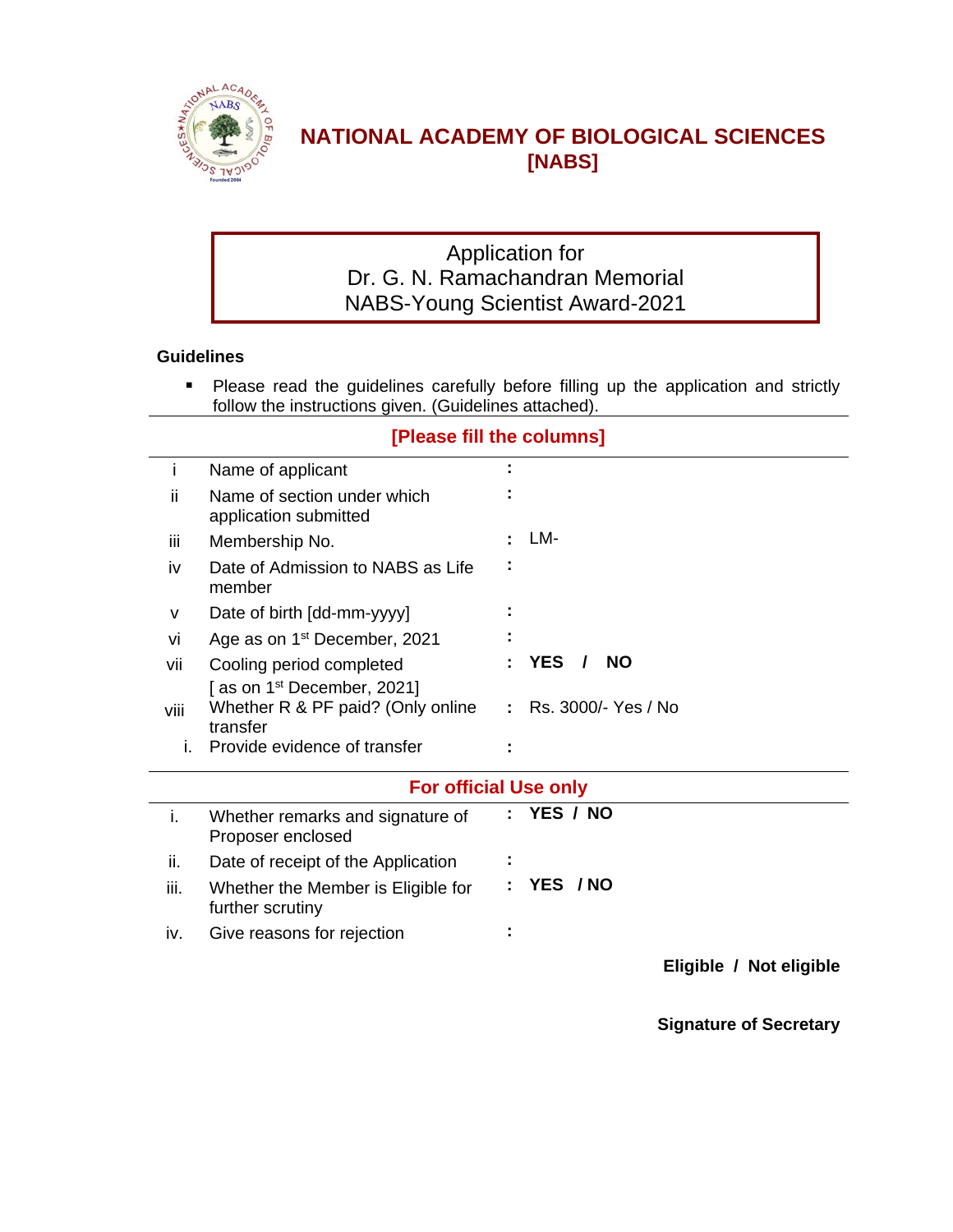# NATIONAL ACADEMY OF BIOLOGICAL SCIENCES [NABS]

## Application for Dr. G. N. Ramachandran Memorial NABS-Young Scientist Award-2021

**Guidelines**

- Please read the guidelines carefully before filling up the application and strictly follow the instructions given. (Guidelines attached).

**[Please fill the columns]**

| | | | |
|---|---|---|---|
| i | Name of applicant | : | |
| ii | Name of section under which application submitted | : | |
| iii | Membership No. | : | LM- |
| iv | Date of Admission to NABS as Life member | : | |
| v | Date of birth [dd-mm-yyyy] | : | |
| vi | Age as on 1st December, 2021 | : | |
| vii | Cooling period completed [ as on 1st December, 2021] | : | **YES / NO** |
| viii | Whether R & PF paid? (Only online transfer | : | Rs. 3000/- Yes / No |
| i. | Provide evidence of transfer | : | |

**For official Use only**

| | | | |
|---|---|---|---|
| i. | Whether remarks and signature of Proposer enclosed | : | **YES / NO** |
| ii. | Date of receipt of the Application | : | |
| iii. | Whether the Member is Eligible for further scrutiny | : | **YES / NO** |
| iv. | Give reasons for rejection | : | |

**Eligible / Not eligible**

**Signature of Secretary**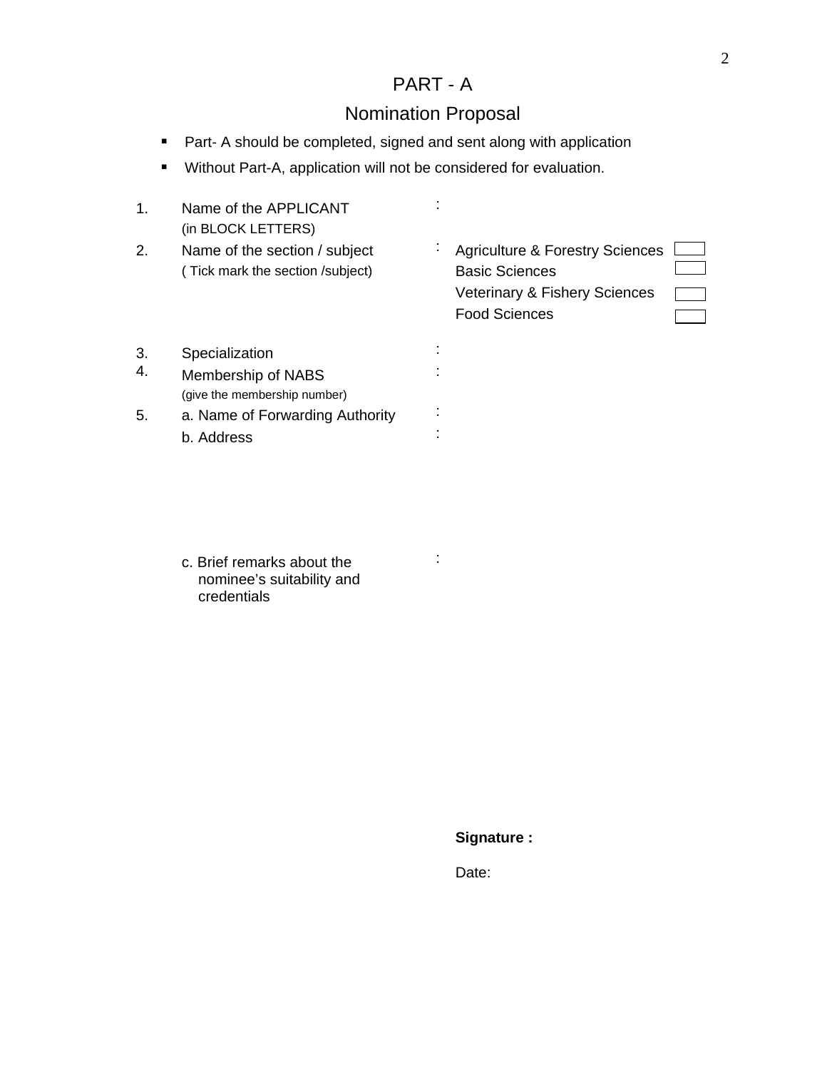# PART - A

## Nomination Proposal

- Part- A should be completed, signed and sent along with application
- Without Part-A, application will not be considered for evaluation.

| | | | |
|---|---|---|---|
| 1. | Name of the APPLICANT (in BLOCK LETTERS) | : | |
| 2. | Name of the section / subject ( Tick mark the section /subject) | : | Agriculture & Forestry Sciences ☐<br>Basic Sciences ☐<br>Veterinary & Fishery Sciences ☐<br>Food Sciences ☐ |
| 3. | Specialization | : | |
| 4. | Membership of NABS (give the membership number) | : | |
| 5. | a. Name of Forwarding Authority | : | |
| | b. Address | : | |
| | c. Brief remarks about the nominee's suitability and credentials | : | |

**Signature :**

Date: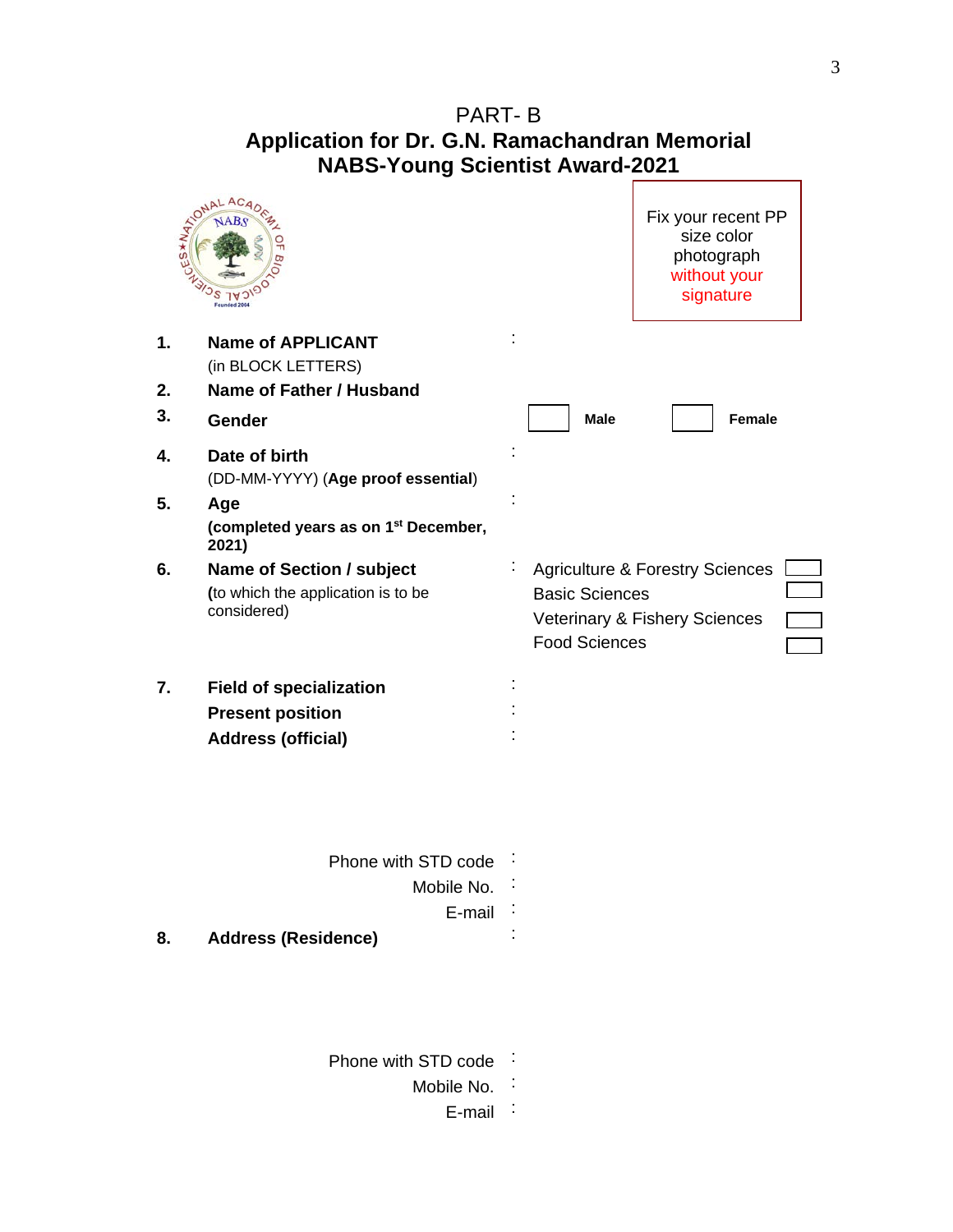PART- B

# Application for Dr. G.N. Ramachandran Memorial NABS-Young Scientist Award-2021

Fix your recent PP size color photograph without your signature

1. **Name of APPLICANT** (in BLOCK LETTERS) :
2. **Name of Father / Husband**
3. **Gender** ☐ Male ☐ Female
4. **Date of birth** (DD-MM-YYYY) (**Age proof essential**) :
5. **Age** **(completed years as on 1st December, 2021)** :
6. **Name of Section / subject** (to which the application is to be considered) :
   - Agriculture & Forestry Sciences ☐
   - Basic Sciences ☐
   - Veterinary & Fishery Sciences ☐
   - Food Sciences ☐
7. **Field of specialization** :

   **Present position** :

   **Address (official)** :

   Phone with STD code :

   Mobile No. :

   E-mail :
8. **Address (Residence)** :

   Phone with STD code :

   Mobile No. :

   E-mail :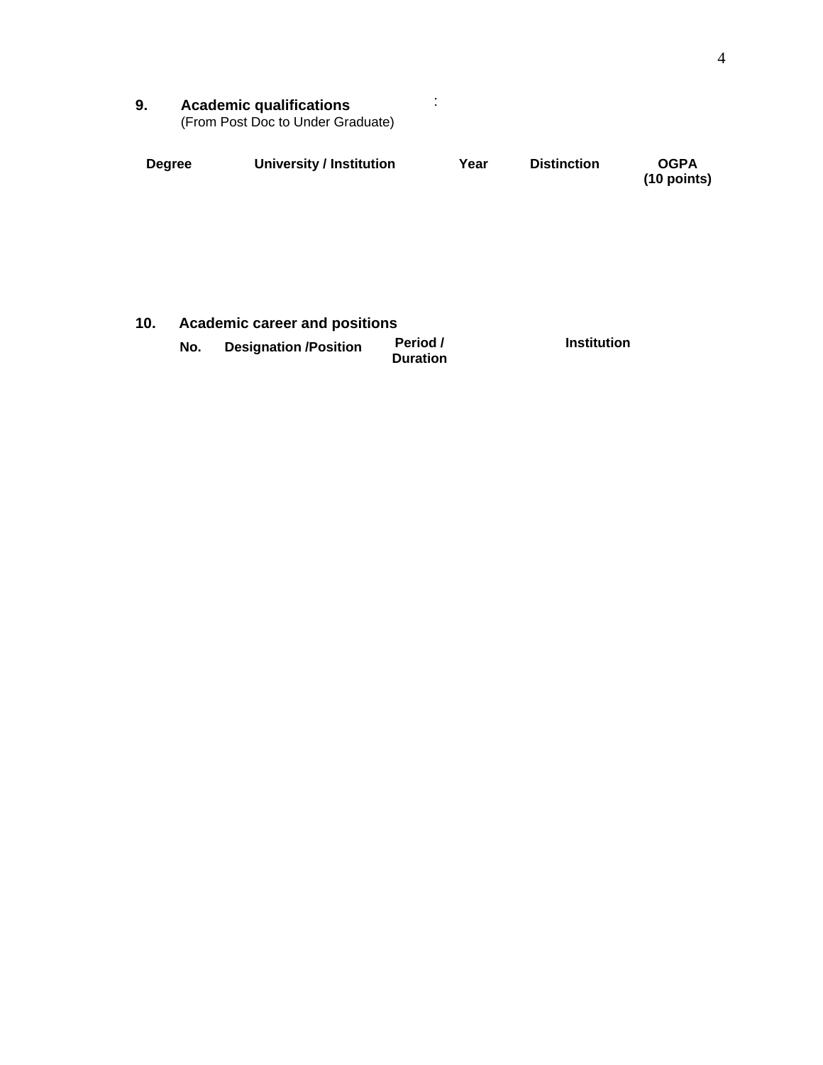**9. Academic qualifications** :
(From Post Doc to Under Graduate)

| Degree | University / Institution | Year | Distinction | OGPA (10 points) |
|---|---|---|---|---|
| | | | | |

**10. Academic career and positions**

| No. | Designation /Position | Period / Duration | Institution |
|---|---|---|---|
| | | | |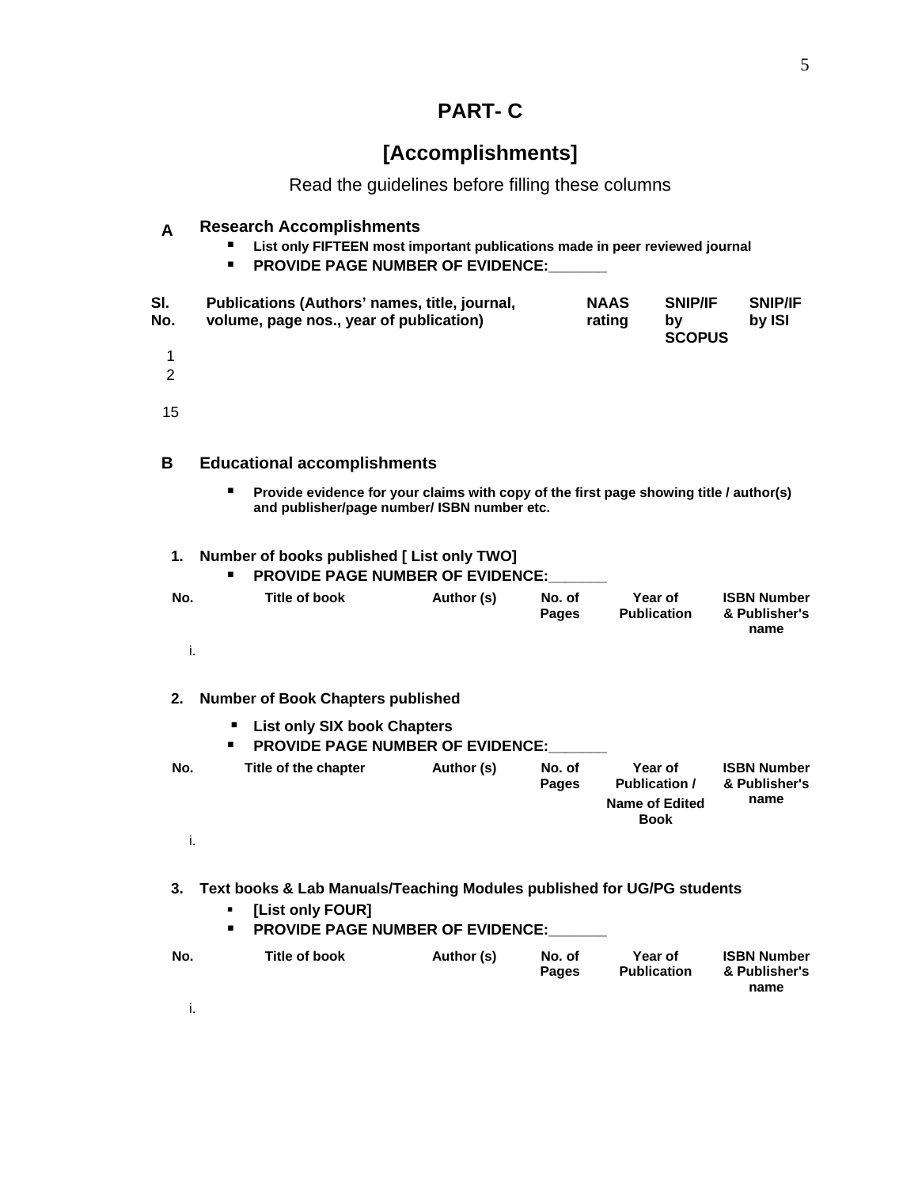# PART- C

## [Accomplishments]

Read the guidelines before filling these columns

**A Research Accomplishments**

- **List only FIFTEEN most important publications made in peer reviewed journal**
- **PROVIDE PAGE NUMBER OF EVIDENCE:_______**

| Sl. No. | Publications (Authors' names, title, journal, volume, page nos., year of publication) | NAAS rating | SNIP/IF by SCOPUS | SNIP/IF by ISI |
|---|---|---|---|---|
| 1 | | | | |
| 2 | | | | |
| 15 | | | | |

**B Educational accomplishments**

- **Provide evidence for your claims with copy of the first page showing title / author(s) and publisher/page number/ ISBN number etc.**

**1. Number of books published [ List only TWO]**

- **PROVIDE PAGE NUMBER OF EVIDENCE:_______**

| No. | Title of book | Author (s) | No. of Pages | Year of Publication | ISBN Number & Publisher's name |
|---|---|---|---|---|---|
| i. | | | | | |

**2. Number of Book Chapters published**

- **List only SIX book Chapters**
- **PROVIDE PAGE NUMBER OF EVIDENCE:_______**

| No. | Title of the chapter | Author (s) | No. of Pages | Year of Publication / Name of Edited Book | ISBN Number & Publisher's name |
|---|---|---|---|---|---|
| i. | | | | | |

**3. Text books & Lab Manuals/Teaching Modules published for UG/PG students**

- **[List only FOUR]**
- **PROVIDE PAGE NUMBER OF EVIDENCE:_______**

| No. | Title of book | Author (s) | No. of Pages | Year of Publication | ISBN Number & Publisher's name |
|---|---|---|---|---|---|
| i. | | | | | |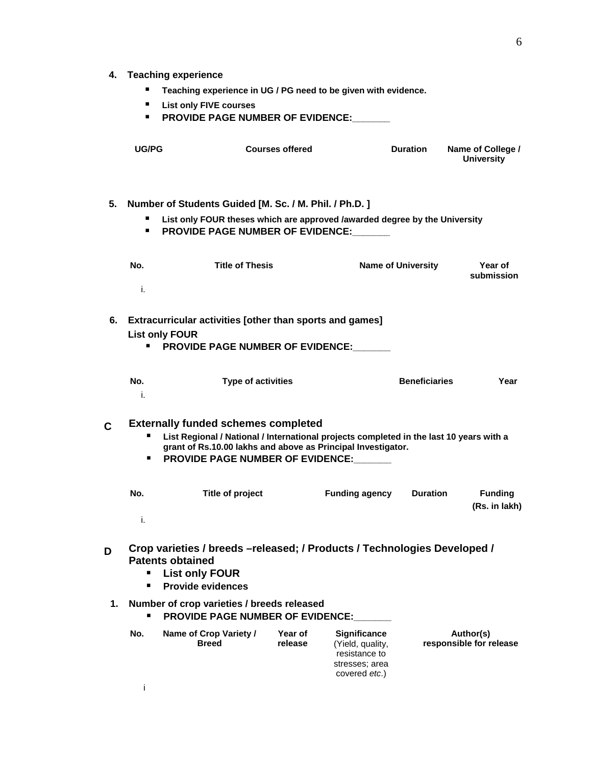**4. Teaching experience**

- **Teaching experience in UG / PG need to be given with evidence.**
- **List only FIVE courses**
- **PROVIDE PAGE NUMBER OF EVIDENCE:_______**

| UG/PG | Courses offered | Duration | Name of College / University |
|---|---|---|---|

**5. Number of Students Guided [M. Sc. / M. Phil. / Ph.D. ]**

- **List only FOUR theses which are approved /awarded degree by the University**
- **PROVIDE PAGE NUMBER OF EVIDENCE:_______**

| No. | Title of Thesis | Name of University | Year of submission |
|---|---|---|---|
| i. | | | |

**6. Extracurricular activities [other than sports and games]**
**List only FOUR**

- **PROVIDE PAGE NUMBER OF EVIDENCE:_______**

| No. | Type of activities | Beneficiaries | Year |
|---|---|---|---|
| i. | | | |

## C Externally funded schemes completed

- **List Regional / National / International projects completed in the last 10 years with a grant of Rs.10.00 lakhs and above as Principal Investigator.**
- **PROVIDE PAGE NUMBER OF EVIDENCE:_______**

| No. | Title of project | Funding agency | Duration | Funding (Rs. in lakh) |
|---|---|---|---|---|
| i. | | | | |

## D Crop varieties / breeds –released; / Products / Technologies Developed / Patents obtained

- **List only FOUR**
- **Provide evidences**

**1. Number of crop varieties / breeds released**

- **PROVIDE PAGE NUMBER OF EVIDENCE:_______**

| No. | Name of Crop Variety / Breed | Year of release | **Significance** (Yield, quality, resistance to stresses; area covered *etc*.) | Author(s) responsible for release |
|---|---|---|---|---|
| i | | | | |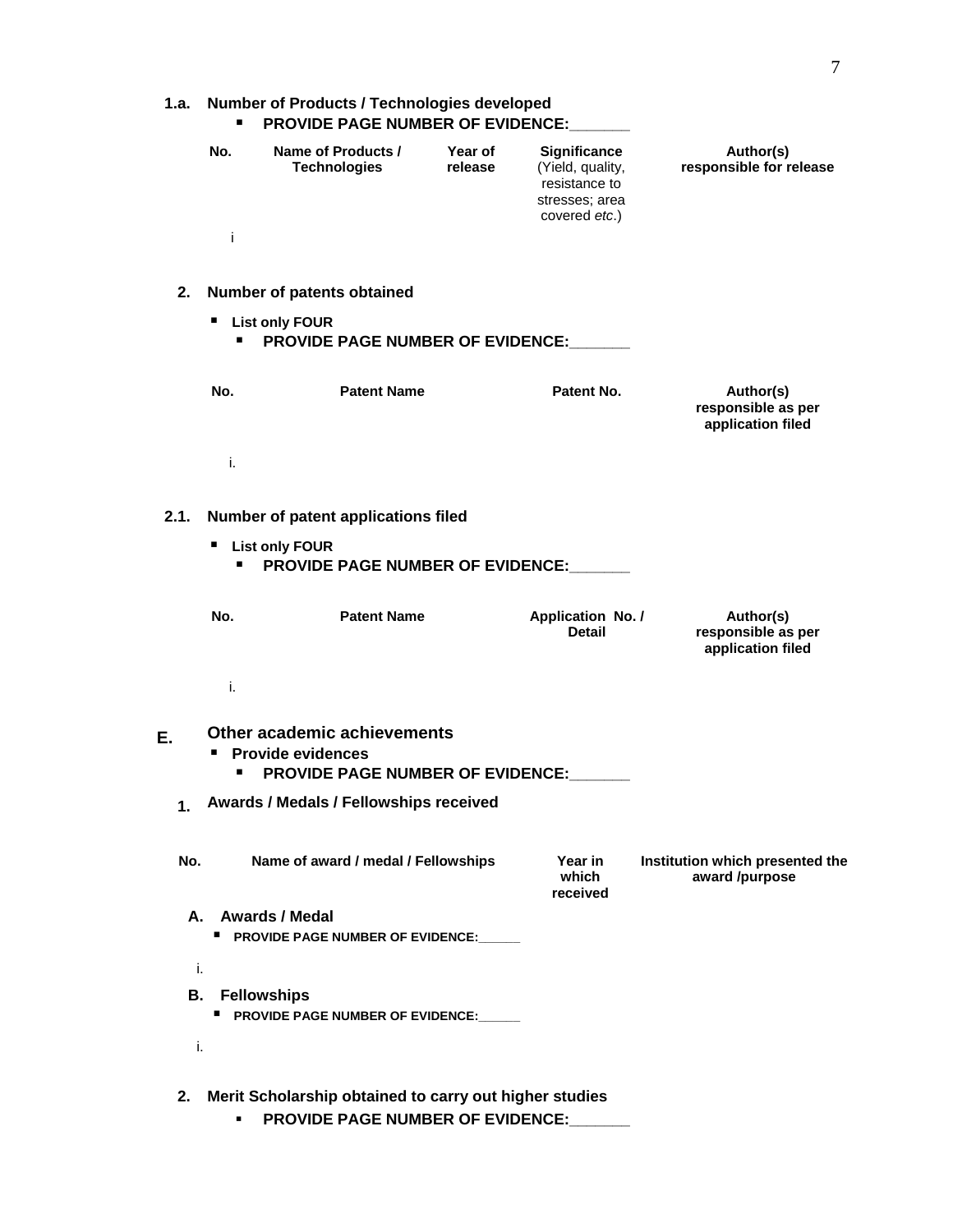**1.a. Number of Products / Technologies developed**

- **PROVIDE PAGE NUMBER OF EVIDENCE:_______**

| No. | Name of Products / Technologies | Year of release | Significance (Yield, quality, resistance to stresses; area covered *etc*.) | Author(s) responsible for release |
|---|---|---|---|---|
| i | | | | |

**2. Number of patents obtained**

- **List only FOUR**
  - **PROVIDE PAGE NUMBER OF EVIDENCE:_______**

| No. | Patent Name | Patent No. | Author(s) responsible as per application filed |
|---|---|---|---|
| i. | | | |

**2.1. Number of patent applications filed**

- **List only FOUR**
  - **PROVIDE PAGE NUMBER OF EVIDENCE:_______**

| No. | Patent Name | Application No. / Detail | Author(s) responsible as per application filed |
|---|---|---|---|
| i. | | | |

## E. Other academic achievements

- **Provide evidences**
  - **PROVIDE PAGE NUMBER OF EVIDENCE:_______**

**1. Awards / Medals / Fellowships received**

| No. | Name of award / medal / Fellowships | Year in which received | Institution which presented the award /purpose |
|---|---|---|---|

**A. Awards / Medal**

- **PROVIDE PAGE NUMBER OF EVIDENCE:______**

i.

**B. Fellowships**

- **PROVIDE PAGE NUMBER OF EVIDENCE:______**

i.

**2. Merit Scholarship obtained to carry out higher studies**

- **PROVIDE PAGE NUMBER OF EVIDENCE:_______**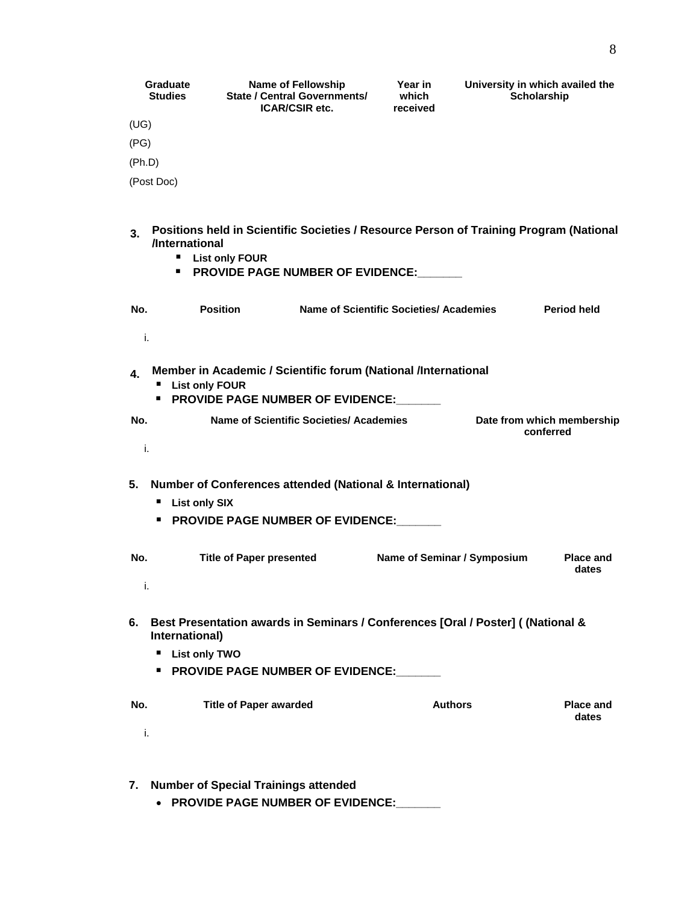| Graduate Studies | Name of Fellowship State / Central Governments/ ICAR/CSIR etc. | Year in which received | University in which availed the Scholarship |
|---|---|---|---|
| (UG) | | | |
| (PG) | | | |
| (Ph.D) | | | |
| (Post Doc) | | | |

**3. Positions held in Scientific Societies / Resource Person of Training Program (National /International**

- **List only FOUR**
- **PROVIDE PAGE NUMBER OF EVIDENCE:_______**

| No. | Position | Name of Scientific Societies/ Academies | Period held |
|---|---|---|---|
| i. | | | |

**4. Member in Academic / Scientific forum (National /International**

- **List only FOUR**
- **PROVIDE PAGE NUMBER OF EVIDENCE:_______**

| No. | Name of Scientific Societies/ Academies | Date from which membership conferred |
|---|---|---|
| i. | | |

**5. Number of Conferences attended (National & International)**

- **List only SIX**
- **PROVIDE PAGE NUMBER OF EVIDENCE:_______**

| No. | Title of Paper presented | Name of Seminar / Symposium | Place and dates |
|---|---|---|---|
| i. | | | |

**6. Best Presentation awards in Seminars / Conferences [Oral / Poster] ( (National & International)**

- **List only TWO**
- **PROVIDE PAGE NUMBER OF EVIDENCE:_______**

| No. | Title of Paper awarded | Authors | Place and dates |
|---|---|---|---|
| i. | | | |

**7. Number of Special Trainings attended**

- **PROVIDE PAGE NUMBER OF EVIDENCE:_______**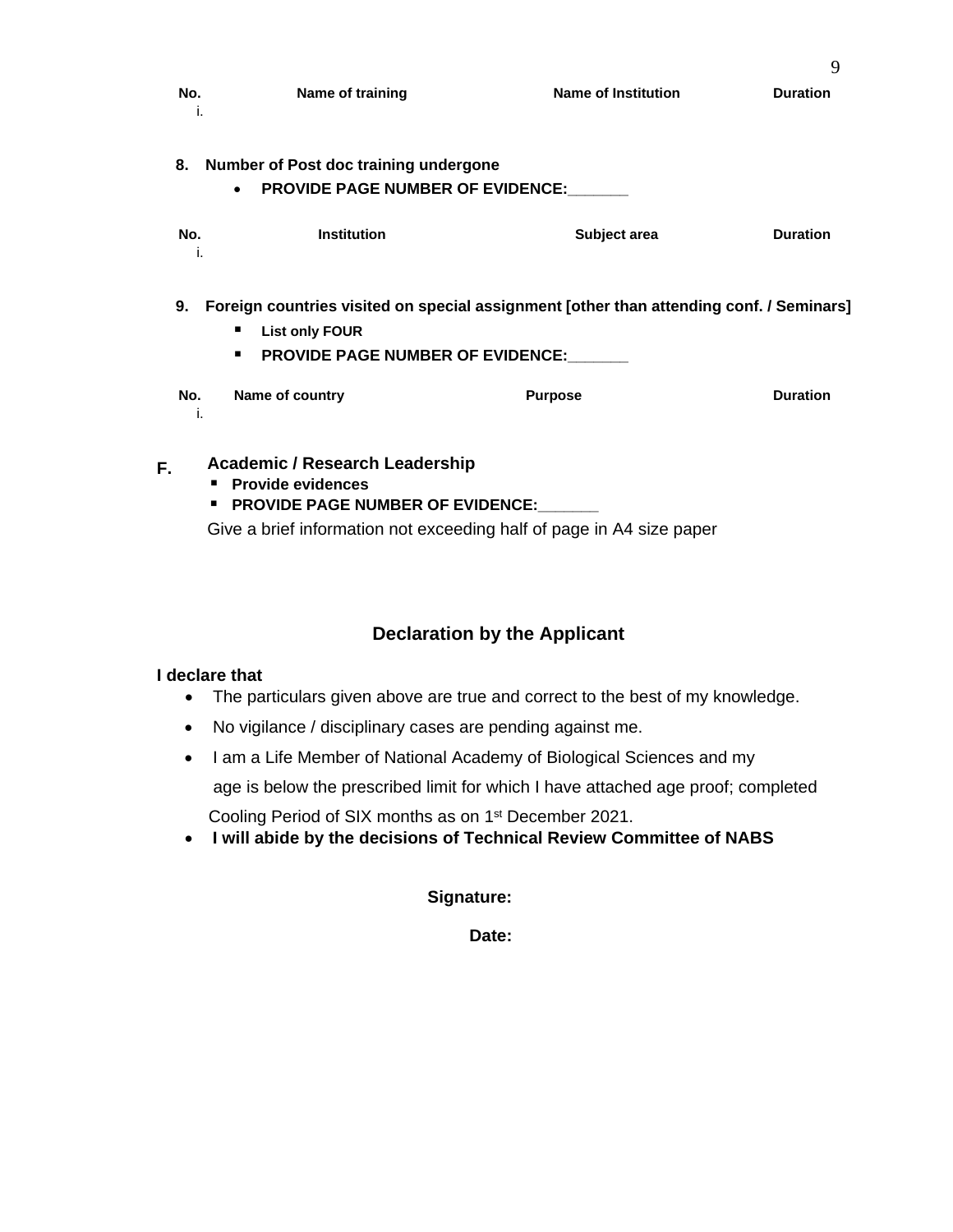| No. | Name of training | Name of Institution | Duration |
|---|---|---|---|
| i. | | | |

**8. Number of Post doc training undergone**

- **PROVIDE PAGE NUMBER OF EVIDENCE:_______**

| No. | Institution | Subject area | Duration |
|---|---|---|---|
| i. | | | |

**9. Foreign countries visited on special assignment [other than attending conf. / Seminars]**

- **List only FOUR**
- **PROVIDE PAGE NUMBER OF EVIDENCE:_______**

| No. | Name of country | Purpose | Duration |
|---|---|---|---|
| i. | | | |

## F. Academic / Research Leadership

- **Provide evidences**
- **PROVIDE PAGE NUMBER OF EVIDENCE:_______**

Give a brief information not exceeding half of page in A4 size paper

## Declaration by the Applicant

**I declare that**

- The particulars given above are true and correct to the best of my knowledge.
- No vigilance / disciplinary cases are pending against me.
- I am a Life Member of National Academy of Biological Sciences and my age is below the prescribed limit for which I have attached age proof; completed Cooling Period of SIX months as on 1st December 2021.
- **I will abide by the decisions of Technical Review Committee of NABS**

**Signature:**

**Date:**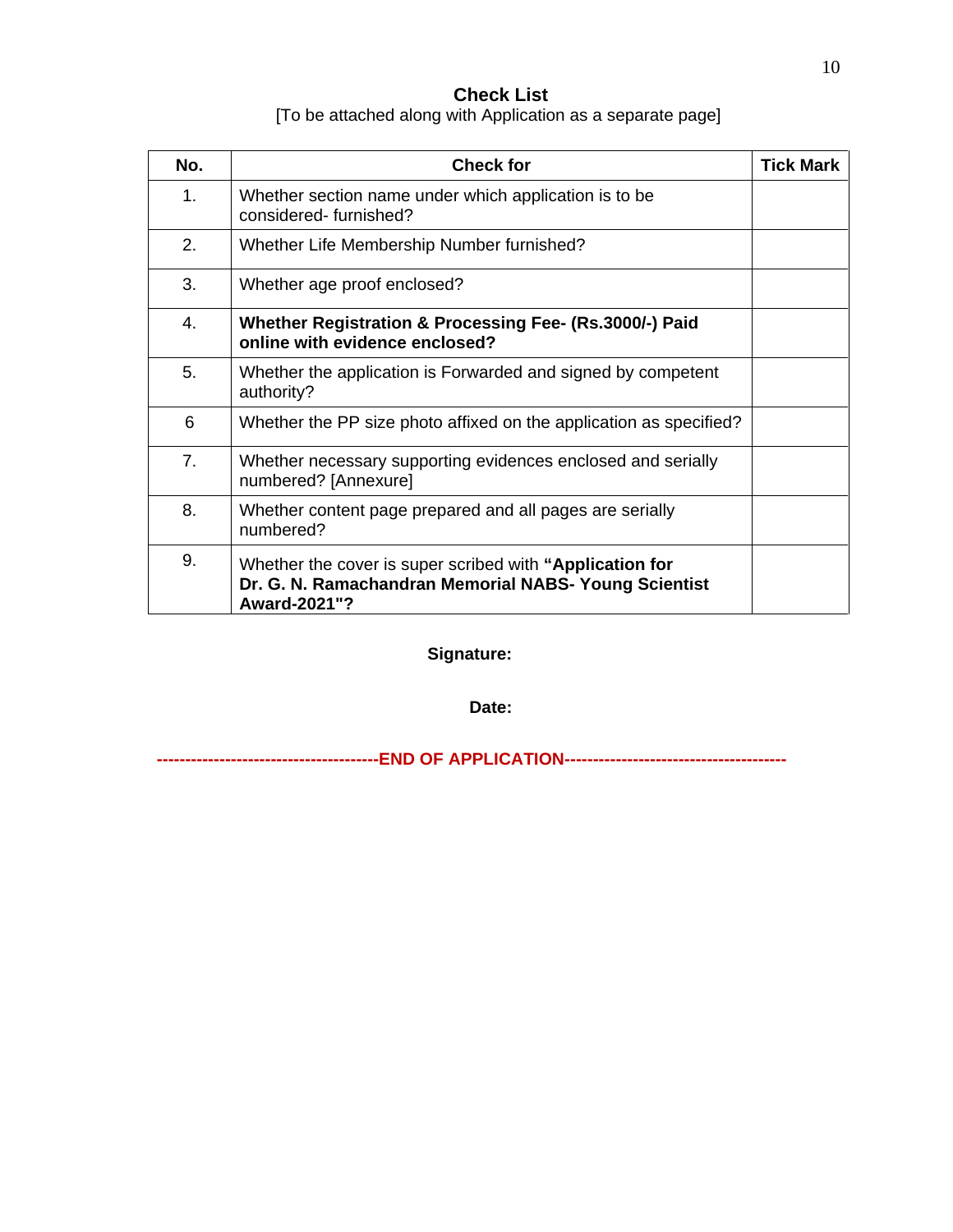## Check List

[To be attached along with Application as a separate page]

| No. | Check for | Tick Mark |
|---|---|---|
| 1. | Whether section name under which application is to be considered- furnished? | |
| 2. | Whether Life Membership Number furnished? | |
| 3. | Whether age proof enclosed? | |
| 4. | **Whether Registration & Processing Fee- (Rs.3000/-) Paid online with evidence enclosed?** | |
| 5. | Whether the application is Forwarded and signed by competent authority? | |
| 6 | Whether the PP size photo affixed on the application as specified? | |
| 7. | Whether necessary supporting evidences enclosed and serially numbered? [Annexure] | |
| 8. | Whether content page prepared and all pages are serially numbered? | |
| 9. | Whether the cover is super scribed with **"Application for Dr. G. N. Ramachandran Memorial NABS- Young Scientist Award-2021"?** | |

**Signature:**

**Date:**

**-------------------------------------END OF APPLICATION-------------------------------------**